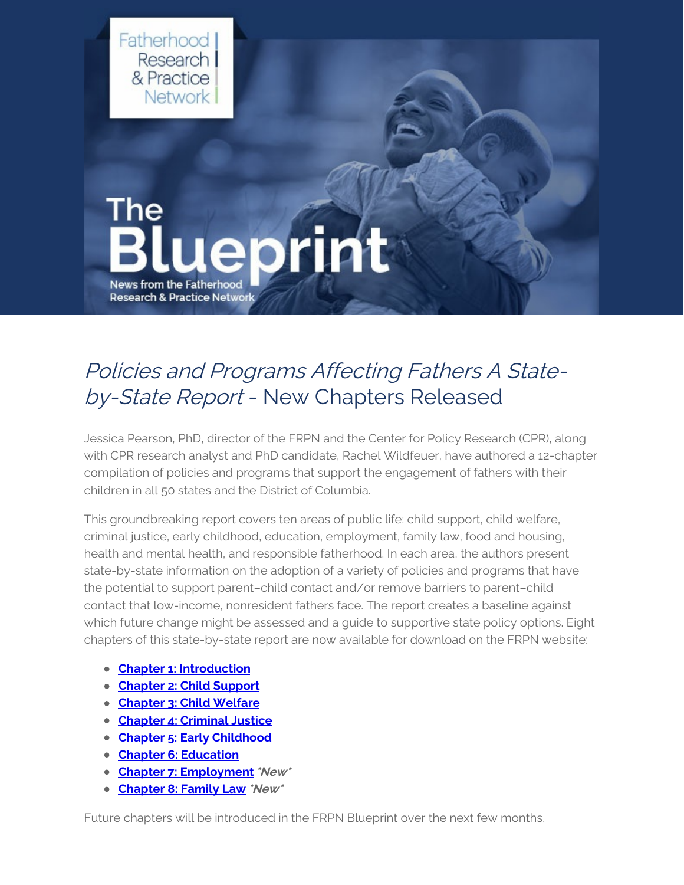Fatherhood Research & Practice Network

# The Blueprint

News from the Fatherhood Research & Practice Network

## *Policies and Programs Affecting Fathers A State-by-State Report* - New Chapters Released

Jessica Pearson, PhD, director of the FRPN and the Center for Policy Research (CPR), along with CPR research analyst and PhD candidate, Rachel Wildfeuer, have authored a 12-chapter compilation of policies and programs that support the engagement of fathers with their children in all 50 states and the District of Columbia.

This groundbreaking report covers ten areas of public life: child support, child welfare, criminal justice, early childhood, education, employment, family law, food and housing, health and mental health, and responsible fatherhood. In each area, the authors present state-by-state information on the adoption of a variety of policies and programs that have the potential to support parent–child contact and/or remove barriers to parent–child contact that low-income, nonresident fathers face. The report creates a baseline against which future change might be assessed and a guide to supportive state policy options. Eight chapters of this state-by-state report are now available for download on the FRPN website:

- **Chapter 1: Introduction**
- **Chapter 2: Child Support**
- **Chapter 3: Child Welfare**
- **Chapter 4: Criminal Justice**
- **Chapter 5: Early Childhood**
- **Chapter 6: Education**
- **Chapter 7: Employment** ***New***
- **Chapter 8: Family Law** ***New***

Future chapters will be introduced in the FRPN Blueprint over the next few months.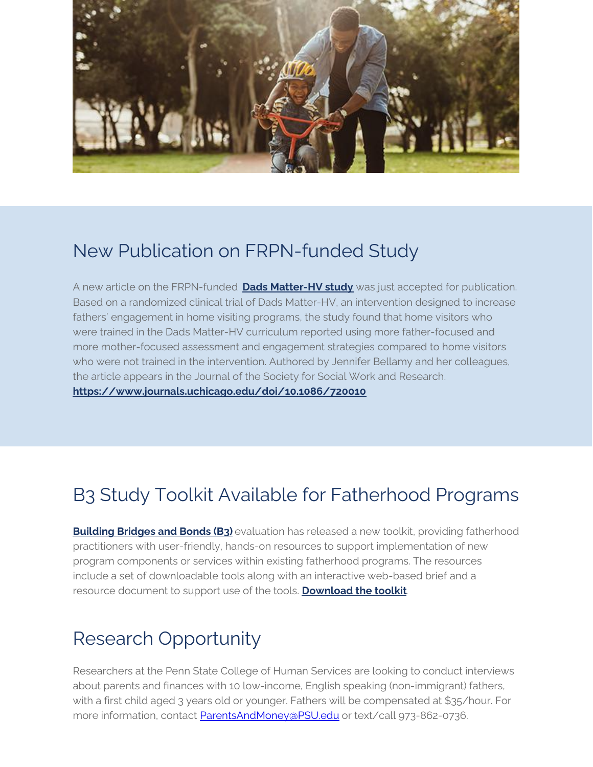## New Publication on FRPN-funded Study

A new article on the FRPN-funded **Dads Matter-HV study** was just accepted for publication. Based on a randomized clinical trial of Dads Matter-HV, an intervention designed to increase fathers' engagement in home visiting programs, the study found that home visitors who were trained in the Dads Matter-HV curriculum reported using more father-focused and more mother-focused assessment and engagement strategies compared to home visitors who were not trained in the intervention. Authored by Jennifer Bellamy and her colleagues, the article appears in the Journal of the Society for Social Work and Research.
**https://www.journals.uchicago.edu/doi/10.1086/720010**

## B3 Study Toolkit Available for Fatherhood Programs

**Building Bridges and Bonds (B3)** evaluation has released a new toolkit, providing fatherhood practitioners with user-friendly, hands-on resources to support implementation of new program components or services within existing fatherhood programs. The resources include a set of downloadable tools along with an interactive web-based brief and a resource document to support use of the tools. **Download the toolkit**

## Research Opportunity

Researchers at the Penn State College of Human Services are looking to conduct interviews about parents and finances with 10 low-income, English speaking (non-immigrant) fathers, with a first child aged 3 years old or younger. Fathers will be compensated at $35/hour. For more information, contact ParentsAndMoney@PSU.edu or text/call 973-862-0736.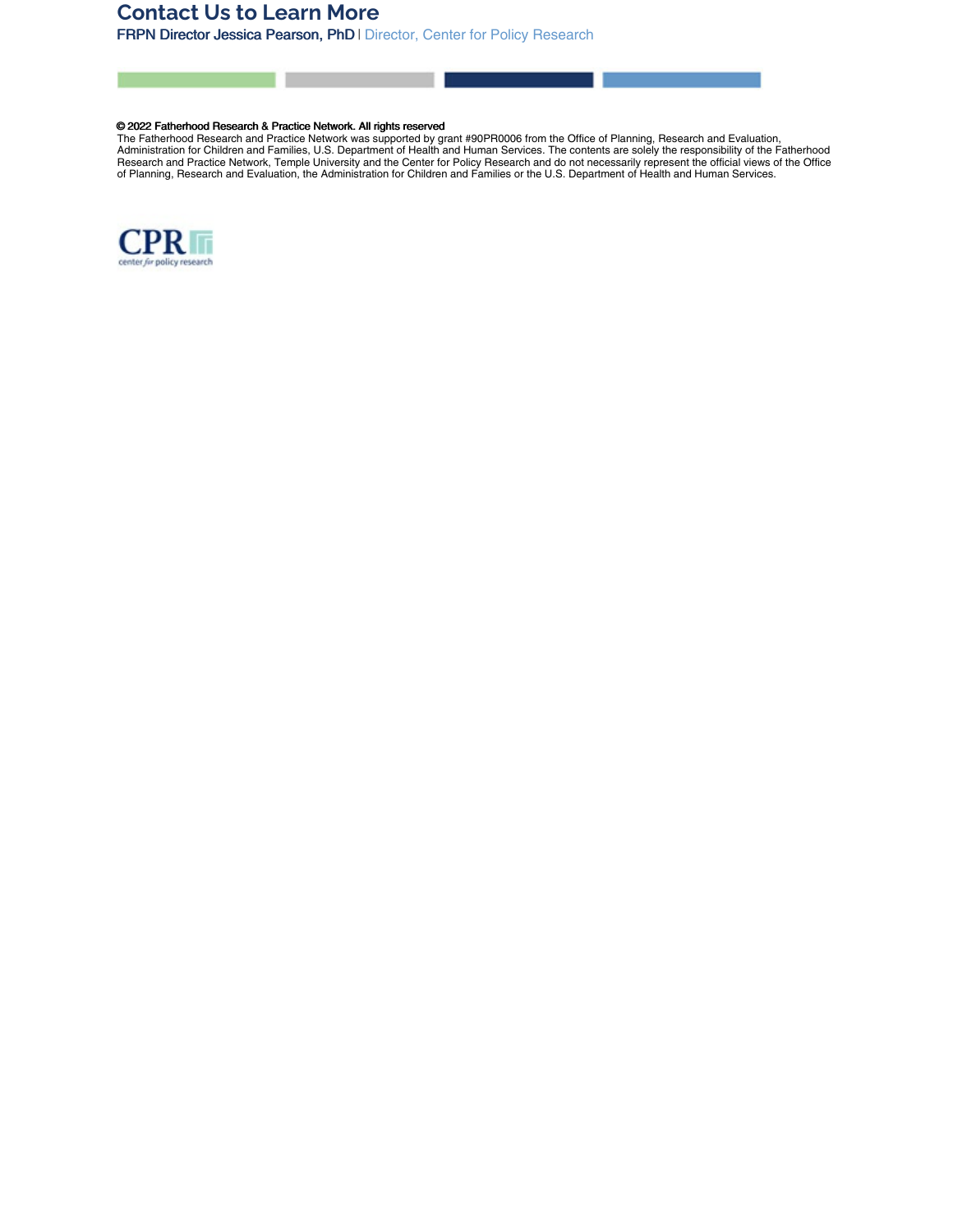## Contact Us to Learn More

**FRPN Director Jessica Pearson, PhD** | Director, Center for Policy Research

**© 2022 Fatherhood Research & Practice Network. All rights reserved**

The Fatherhood Research and Practice Network was supported by grant #90PR0006 from the Office of Planning, Research and Evaluation, Administration for Children and Families, U.S. Department of Health and Human Services. The contents are solely the responsibility of the Fatherhood Research and Practice Network, Temple University and the Center for Policy Research and do not necessarily represent the official views of the Office of Planning, Research and Evaluation, the Administration for Children and Families or the U.S. Department of Health and Human Services.

CPR
center for policy research